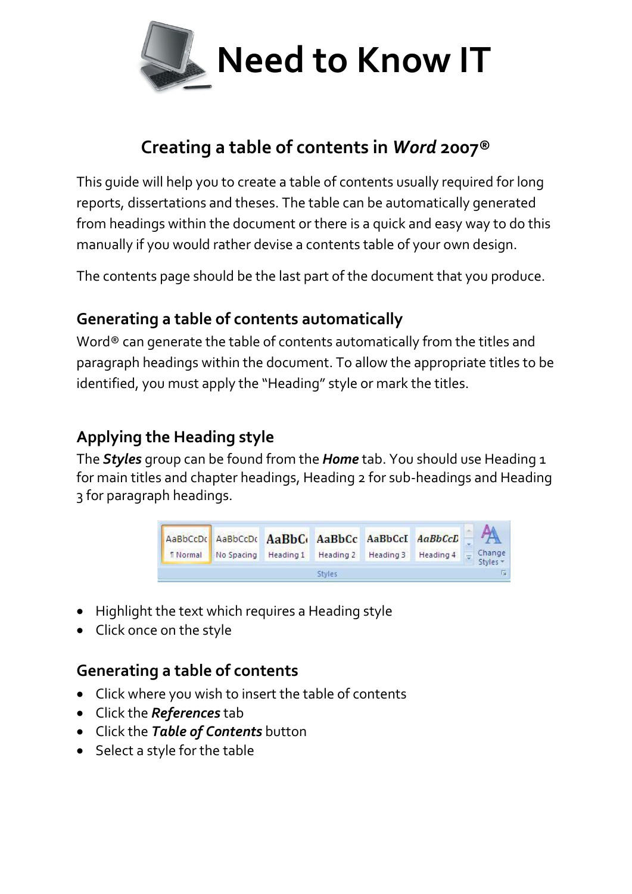# Need to Know IT

## Creating a table of contents in *Word* 2007®

This guide will help you to create a table of contents usually required for long reports, dissertations and theses. The table can be automatically generated from headings within the document or there is a quick and easy way to do this manually if you would rather devise a contents table of your own design.

The contents page should be the last part of the document that you produce.

### Generating a table of contents automatically

Word® can generate the table of contents automatically from the titles and paragraph headings within the document. To allow the appropriate titles to be identified, you must apply the "Heading" style or mark the titles.

### Applying the Heading style

The ***Styles*** group can be found from the ***Home*** tab. You should use Heading 1 for main titles and chapter headings, Heading 2 for sub-headings and Heading 3 for paragraph headings.

- Highlight the text which requires a Heading style
- Click once on the style

### Generating a table of contents

- Click where you wish to insert the table of contents
- Click the ***References*** tab
- Click the ***Table of Contents*** button
- Select a style for the table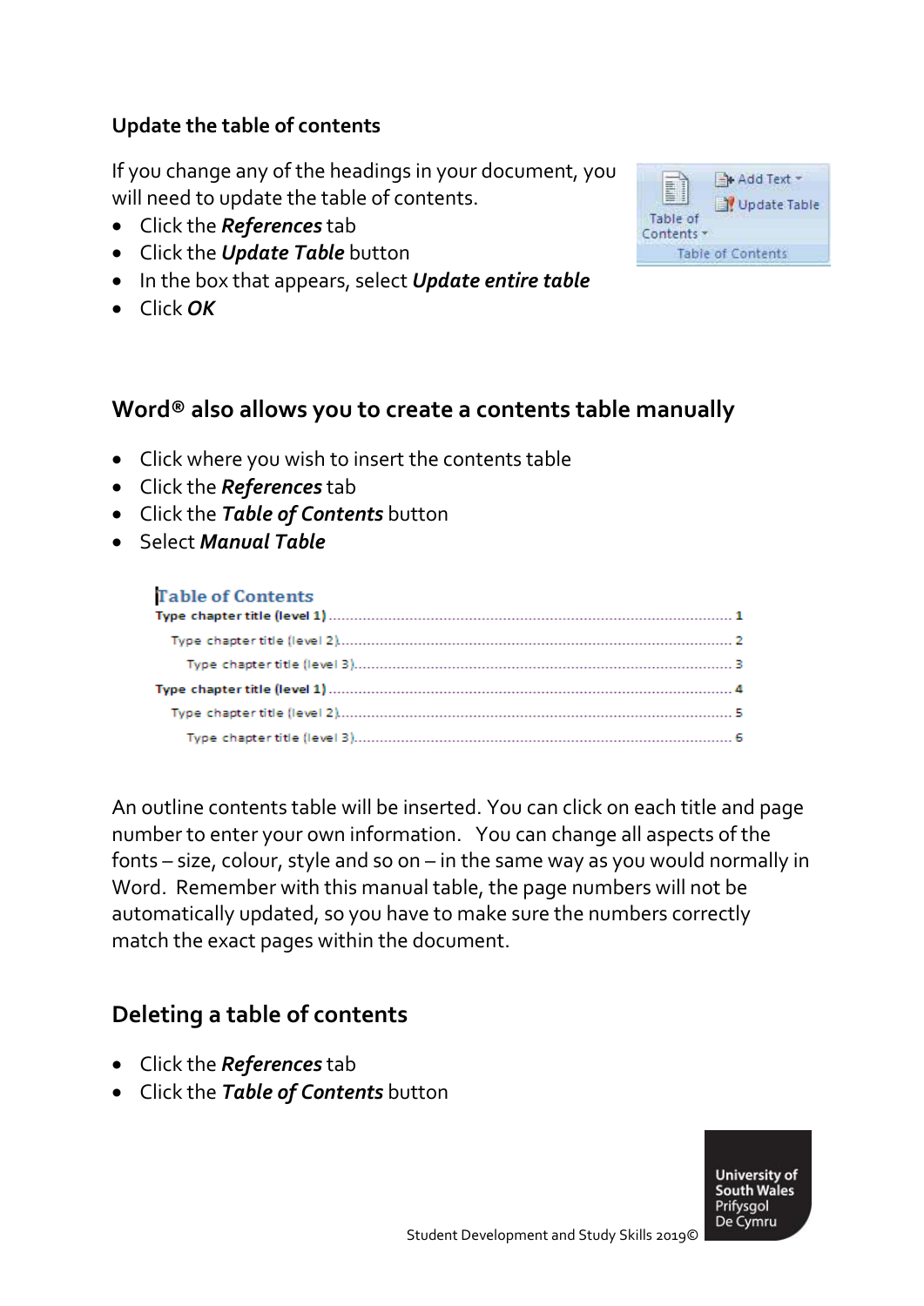## Update the table of contents

If you change any of the headings in your document, you will need to update the table of contents.

- Click the ***References*** tab
- Click the ***Update Table*** button
- In the box that appears, select ***Update entire table***
- Click ***OK***

## Word® also allows you to create a contents table manually

- Click where you wish to insert the contents table
- Click the ***References*** tab
- Click the ***Table of Contents*** button
- Select ***Manual Table***

**Table of Contents**

**Type chapter title (level 1)** .......................................... 1
  Type chapter title (level 2).......................................... 2
    Type chapter title (level 3).......................................... 3
**Type chapter title (level 1)** .......................................... 4
  Type chapter title (level 2).......................................... 5
    Type chapter title (level 3).......................................... 6

An outline contents table will be inserted. You can click on each title and page number to enter your own information. You can change all aspects of the fonts – size, colour, style and so on – in the same way as you would normally in Word. Remember with this manual table, the page numbers will not be automatically updated, so you have to make sure the numbers correctly match the exact pages within the document.

## Deleting a table of contents

- Click the ***References*** tab
- Click the ***Table of Contents*** button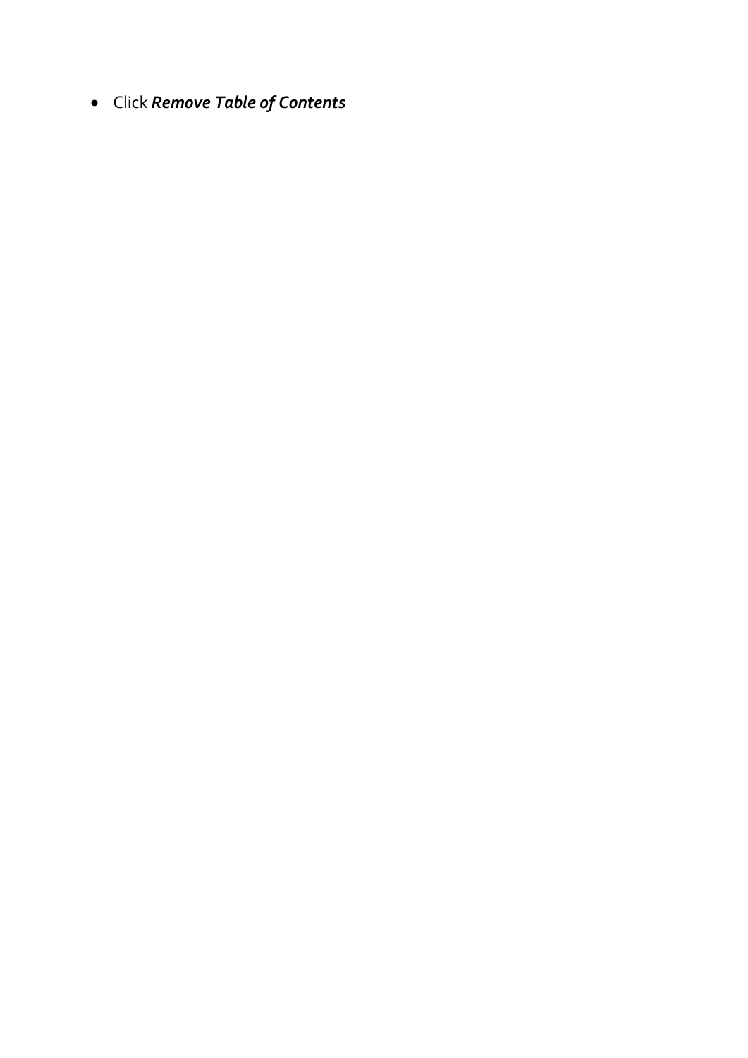- Click ***Remove Table of Contents***